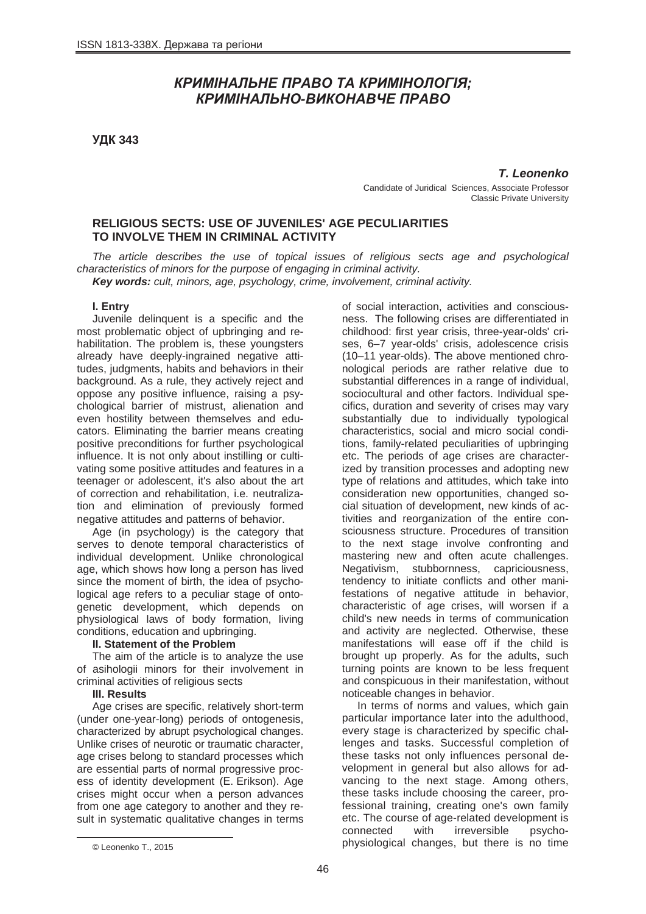# КРИМІНАЛЬНЕ ПРАВО ТА КРИМІНОЛОГІЯ; КРИМІНАЛЬНО-ВИКОНАВЧЕ ПРАВО

**УДК 343**

***T. Leonenko***

Candidate of Juridical Sciences, Associate Professor
Classic Private University

## RELIGIOUS SECTS: USE OF JUVENILES' AGE PECULIARITIES TO INVOLVE THEM IN CRIMINAL ACTIVITY

*The article describes the use of topical issues of religious sects age and psychological characteristics of minors for the purpose of engaging in criminal activity.*

***Key words:*** *cult, minors, age, psychology, crime, involvement, criminal activity.*

### I. Entry

Juvenile delinquent is a specific and the most problematic object of upbringing and rehabilitation. The problem is, these youngsters already have deeply-ingrained negative attitudes, judgments, habits and behaviors in their background. As a rule, they actively reject and oppose any positive influence, raising a psychological barrier of mistrust, alienation and even hostility between themselves and educators. Eliminating the barrier means creating positive preconditions for further psychological influence. It is not only about instilling or cultivating some positive attitudes and features in a teenager or adolescent, it's also about the art of correction and rehabilitation, i.e. neutralization and elimination of previously formed negative attitudes and patterns of behavior.

Age (in psychology) is the category that serves to denote temporal characteristics of individual development. Unlike chronological age, which shows how long a person has lived since the moment of birth, the idea of psychological age refers to a peculiar stage of ontogenetic development, which depends on physiological laws of body formation, living conditions, education and upbringing.

### II. Statement of the Problem

The aim of the article is to analyze the use of asihologii minors for their involvement in criminal activities of religious sects

### III. Results

Age crises are specific, relatively short-term (under one-year-long) periods of ontogenesis, characterized by abrupt psychological changes. Unlike crises of neurotic or traumatic character, age crises belong to standard processes which are essential parts of normal progressive process of identity development (E. Erikson). Age crises might occur when a person advances from one age category to another and they result in systematic qualitative changes in terms of social interaction, activities and consciousness. The following crises are differentiated in childhood: first year crisis, three-year-olds' crises, 6–7 year-olds' crisis, adolescence crisis (10–11 year-olds). The above mentioned chronological periods are rather relative due to substantial differences in a range of individual, sociocultural and other factors. Individual specifics, duration and severity of crises may vary substantially due to individually typological characteristics, social and micro social conditions, family-related peculiarities of upbringing etc. The periods of age crises are characterized by transition processes and adopting new type of relations and attitudes, which take into consideration new opportunities, changed social situation of development, new kinds of activities and reorganization of the entire consciousness structure. Procedures of transition to the next stage involve confronting and mastering new and often acute challenges. Negativism, stubbornness, capriciousness, tendency to initiate conflicts and other manifestations of negative attitude in behavior, characteristic of age crises, will worsen if a child's new needs in terms of communication and activity are neglected. Otherwise, these manifestations will ease off if the child is brought up properly. As for the adults, such turning points are known to be less frequent and conspicuous in their manifestation, without noticeable changes in behavior.

In terms of norms and values, which gain particular importance later into the adulthood, every stage is characterized by specific challenges and tasks. Successful completion of these tasks not only influences personal development in general but also allows for advancing to the next stage. Among others, these tasks include choosing the career, professional training, creating one's own family etc. The course of age-related development is connected with irreversible psycho-physiological changes, but there is no time

© Leonenko T., 2015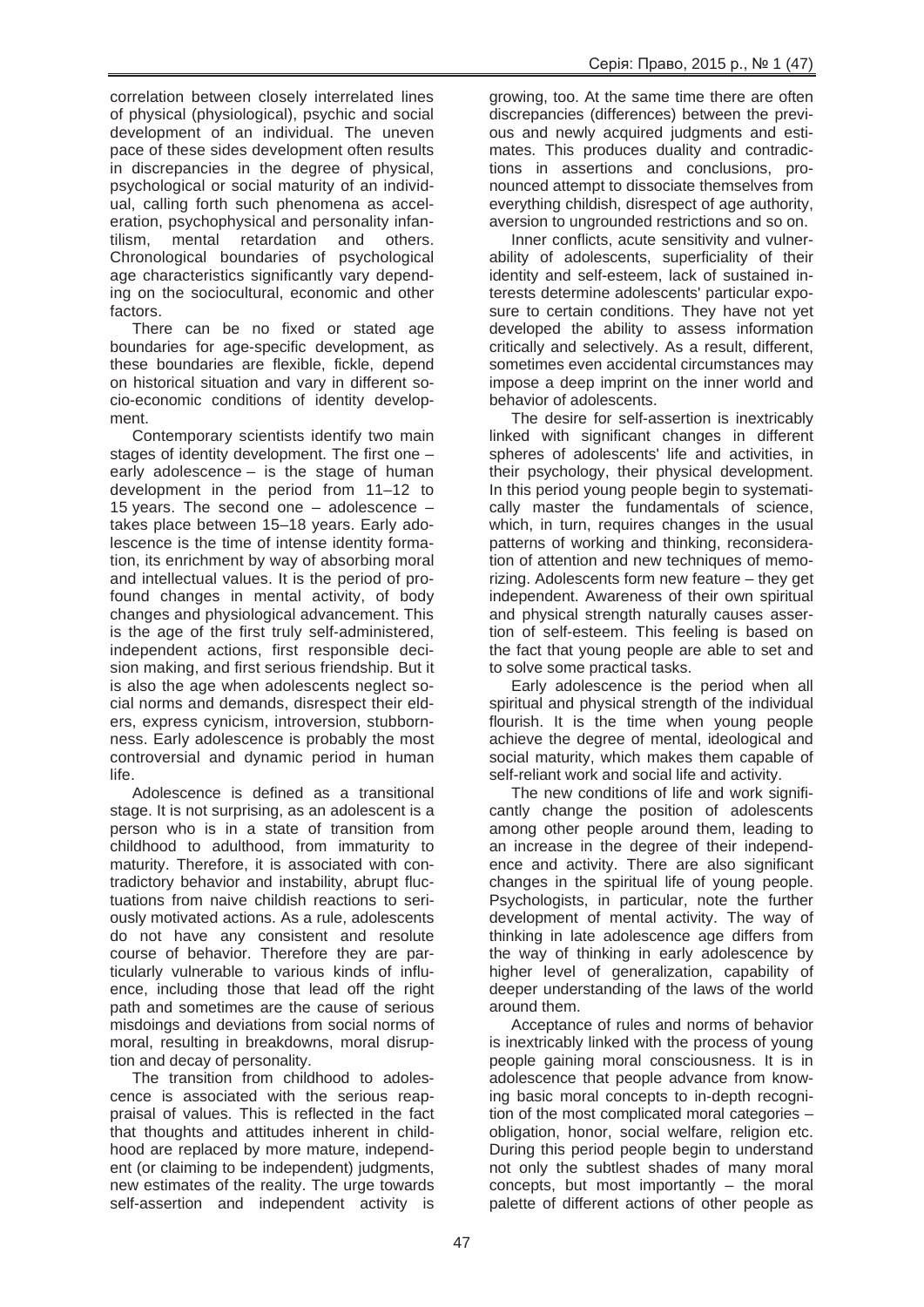correlation between closely interrelated lines of physical (physiological), psychic and social development of an individual. The uneven pace of these sides development often results in discrepancies in the degree of physical, psychological or social maturity of an individual, calling forth such phenomena as acceleration, psychophysical and personality infantilism, mental retardation and others. Chronological boundaries of psychological age characteristics significantly vary depending on the sociocultural, economic and other factors.

There can be no fixed or stated age boundaries for age-specific development, as these boundaries are flexible, fickle, depend on historical situation and vary in different socio-economic conditions of identity development.

Contemporary scientists identify two main stages of identity development. The first one – early adolescence – is the stage of human development in the period from 11–12 to 15 years. The second one – adolescence – takes place between 15–18 years. Early adolescence is the time of intense identity formation, its enrichment by way of absorbing moral and intellectual values. It is the period of profound changes in mental activity, of body changes and physiological advancement. This is the age of the first truly self-administered, independent actions, first responsible decision making, and first serious friendship. But it is also the age when adolescents neglect social norms and demands, disrespect their elders, express cynicism, introversion, stubbornness. Early adolescence is probably the most controversial and dynamic period in human life.

Adolescence is defined as a transitional stage. It is not surprising, as an adolescent is a person who is in a state of transition from childhood to adulthood, from immaturity to maturity. Therefore, it is associated with contradictory behavior and instability, abrupt fluctuations from naive childish reactions to seriously motivated actions. As a rule, adolescents do not have any consistent and resolute course of behavior. Therefore they are particularly vulnerable to various kinds of influence, including those that lead off the right path and sometimes are the cause of serious misdoings and deviations from social norms of moral, resulting in breakdowns, moral disruption and decay of personality.

The transition from childhood to adolescence is associated with the serious reappraisal of values. This is reflected in the fact that thoughts and attitudes inherent in childhood are replaced by more mature, independent (or claiming to be independent) judgments, new estimates of the reality. The urge towards self-assertion and independent activity is growing, too. At the same time there are often discrepancies (differences) between the previous and newly acquired judgments and estimates. This produces duality and contradictions in assertions and conclusions, pronounced attempt to dissociate themselves from everything childish, disrespect of age authority, aversion to ungrounded restrictions and so on.

Inner conflicts, acute sensitivity and vulnerability of adolescents, superficiality of their identity and self-esteem, lack of sustained interests determine adolescents' particular exposure to certain conditions. They have not yet developed the ability to assess information critically and selectively. As a result, different, sometimes even accidental circumstances may impose a deep imprint on the inner world and behavior of adolescents.

The desire for self-assertion is inextricably linked with significant changes in different spheres of adolescents' life and activities, in their psychology, their physical development. In this period young people begin to systematically master the fundamentals of science, which, in turn, requires changes in the usual patterns of working and thinking, reconsideration of attention and new techniques of memorizing. Adolescents form new feature – they get independent. Awareness of their own spiritual and physical strength naturally causes assertion of self-esteem. This feeling is based on the fact that young people are able to set and to solve some practical tasks.

Early adolescence is the period when all spiritual and physical strength of the individual flourish. It is the time when young people achieve the degree of mental, ideological and social maturity, which makes them capable of self-reliant work and social life and activity.

The new conditions of life and work significantly change the position of adolescents among other people around them, leading to an increase in the degree of their independence and activity. There are also significant changes in the spiritual life of young people. Psychologists, in particular, note the further development of mental activity. The way of thinking in late adolescence age differs from the way of thinking in early adolescence by higher level of generalization, capability of deeper understanding of the laws of the world around them.

Acceptance of rules and norms of behavior is inextricably linked with the process of young people gaining moral consciousness. It is in adolescence that people advance from knowing basic moral concepts to in-depth recognition of the most complicated moral categories – obligation, honor, social welfare, religion etc. During this period people begin to understand not only the subtlest shades of many moral concepts, but most importantly – the moral palette of different actions of other people as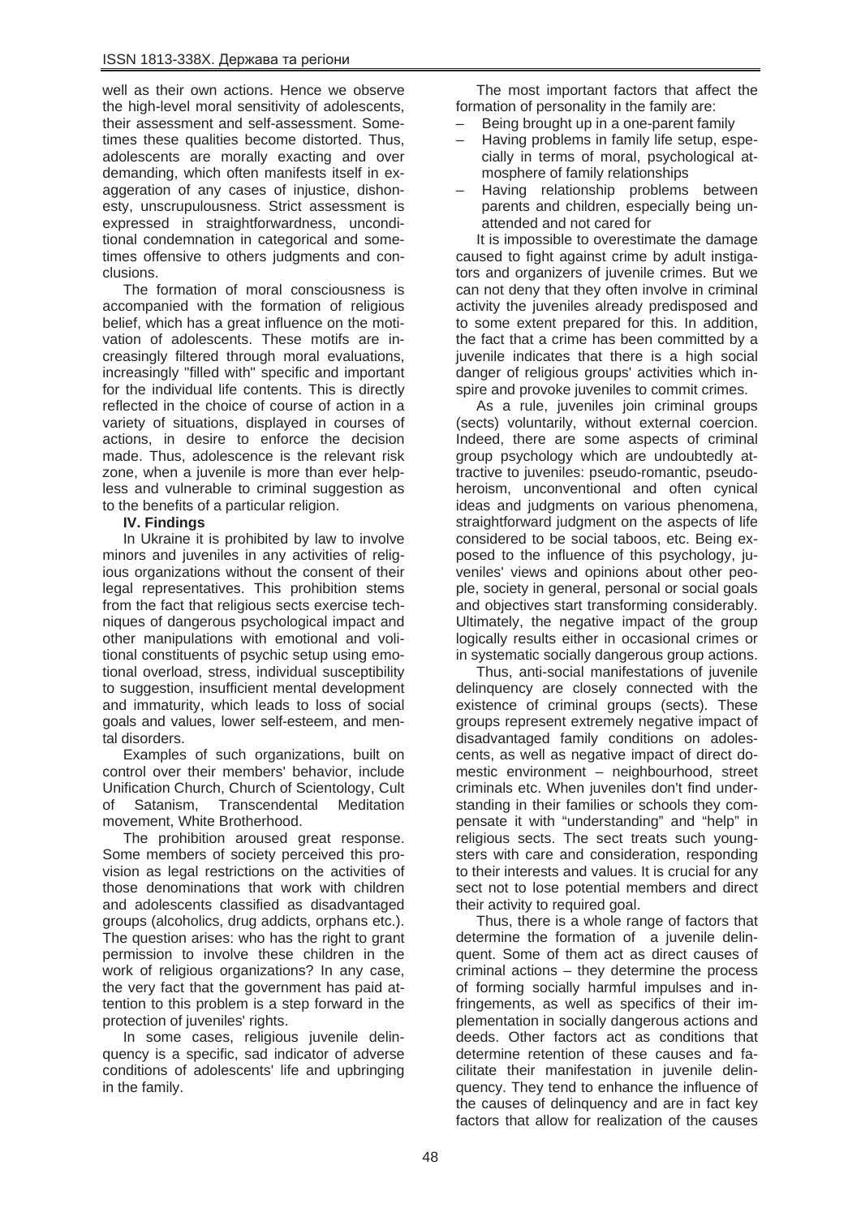well as their own actions. Hence we observe the high-level moral sensitivity of adolescents, their assessment and self-assessment. Sometimes these qualities become distorted. Thus, adolescents are morally exacting and over demanding, which often manifests itself in exaggeration of any cases of injustice, dishonesty, unscrupulousness. Strict assessment is expressed in straightforwardness, unconditional condemnation in categorical and sometimes offensive to others judgments and conclusions.

The formation of moral consciousness is accompanied with the formation of religious belief, which has a great influence on the motivation of adolescents. These motifs are increasingly filtered through moral evaluations, increasingly "filled with" specific and important for the individual life contents. This is directly reflected in the choice of course of action in a variety of situations, displayed in courses of actions, in desire to enforce the decision made. Thus, adolescence is the relevant risk zone, when a juvenile is more than ever helpless and vulnerable to criminal suggestion as to the benefits of a particular religion.

**IV. Findings**

In Ukraine it is prohibited by law to involve minors and juveniles in any activities of religious organizations without the consent of their legal representatives. This prohibition stems from the fact that religious sects exercise techniques of dangerous psychological impact and other manipulations with emotional and volitional constituents of psychic setup using emotional overload, stress, individual susceptibility to suggestion, insufficient mental development and immaturity, which leads to loss of social goals and values, lower self-esteem, and mental disorders.

Examples of such organizations, built on control over their members' behavior, include Unification Church, Church of Scientology, Cult of Satanism, Transcendental Meditation movement, White Brotherhood.

The prohibition aroused great response. Some members of society perceived this provision as legal restrictions on the activities of those denominations that work with children and adolescents classified as disadvantaged groups (alcoholics, drug addicts, orphans etc.). The question arises: who has the right to grant permission to involve these children in the work of religious organizations? In any case, the very fact that the government has paid attention to this problem is a step forward in the protection of juveniles' rights.

In some cases, religious juvenile delinquency is a specific, sad indicator of adverse conditions of adolescents' life and upbringing in the family.

The most important factors that affect the formation of personality in the family are:

- Being brought up in a one-parent family
- Having problems in family life setup, especially in terms of moral, psychological atmosphere of family relationships
- Having relationship problems between parents and children, especially being unattended and not cared for

It is impossible to overestimate the damage caused to fight against crime by adult instigators and organizers of juvenile crimes. But we can not deny that they often involve in criminal activity the juveniles already predisposed and to some extent prepared for this. In addition, the fact that a crime has been committed by a juvenile indicates that there is a high social danger of religious groups' activities which inspire and provoke juveniles to commit crimes.

As a rule, juveniles join criminal groups (sects) voluntarily, without external coercion. Indeed, there are some aspects of criminal group psychology which are undoubtedly attractive to juveniles: pseudo-romantic, pseudo-heroism, unconventional and often cynical ideas and judgments on various phenomena, straightforward judgment on the aspects of life considered to be social taboos, etc. Being exposed to the influence of this psychology, juveniles' views and opinions about other people, society in general, personal or social goals and objectives start transforming considerably. Ultimately, the negative impact of the group logically results either in occasional crimes or in systematic socially dangerous group actions.

Thus, anti-social manifestations of juvenile delinquency are closely connected with the existence of criminal groups (sects). These groups represent extremely negative impact of disadvantaged family conditions on adolescents, as well as negative impact of direct domestic environment – neighbourhood, street criminals etc. When juveniles don't find understanding in their families or schools they compensate it with "understanding" and "help" in religious sects. The sect treats such youngsters with care and consideration, responding to their interests and values. It is crucial for any sect not to lose potential members and direct their activity to required goal.

Thus, there is a whole range of factors that determine the formation of a juvenile delinquent. Some of them act as direct causes of criminal actions – they determine the process of forming socially harmful impulses and infringements, as well as specifics of their implementation in socially dangerous actions and deeds. Other factors act as conditions that determine retention of these causes and facilitate their manifestation in juvenile delinquency. They tend to enhance the influence of the causes of delinquency and are in fact key factors that allow for realization of the causes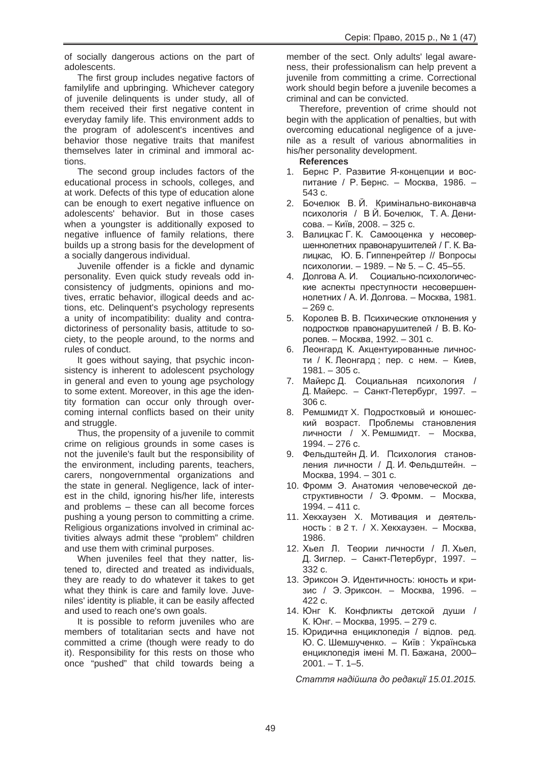of socially dangerous actions on the part of adolescents.

The first group includes negative factors of familylife and upbringing. Whichever category of juvenile delinquents is under study, all of them received their first negative content in everyday family life. This environment adds to the program of adolescent's incentives and behavior those negative traits that manifest themselves later in criminal and immoral actions.

The second group includes factors of the educational process in schools, colleges, and at work. Defects of this type of education alone can be enough to exert negative influence on adolescents' behavior. But in those cases when a youngster is additionally exposed to negative influence of family relations, there builds up a strong basis for the development of a socially dangerous individual.

Juvenile offender is a fickle and dynamic personality. Even quick study reveals odd inconsistency of judgments, opinions and motives, erratic behavior, illogical deeds and actions, etc. Delinquent's psychology represents a unity of incompatibility: duality and contradictoriness of personality basis, attitude to society, to the people around, to the norms and rules of conduct.

It goes without saying, that psychic inconsistency is inherent to adolescent psychology in general and even to young age psychology to some extent. Moreover, in this age the identity formation can occur only through overcoming internal conflicts based on their unity and struggle.

Thus, the propensity of a juvenile to commit crime on religious grounds in some cases is not the juvenile's fault but the responsibility of the environment, including parents, teachers, carers, nongovernmental organizations and the state in general. Negligence, lack of interest in the child, ignoring his/her life, interests and problems – these can all become forces pushing a young person to committing a crime. Religious organizations involved in criminal activities always admit these "problem" children and use them with criminal purposes.

When juveniles feel that they natter, listened to, directed and treated as individuals, they are ready to do whatever it takes to get what they think is care and family love. Juveniles' identity is pliable, it can be easily affected and used to reach one's own goals.

It is possible to reform juveniles who are members of totalitarian sects and have not committed a crime (though were ready to do it). Responsibility for this rests on those who once "pushed" that child towards being a member of the sect. Only adults' legal awareness, their professionalism can help prevent a juvenile from committing a crime. Correctional work should begin before a juvenile becomes a criminal and can be convicted.

Therefore, prevention of crime should not begin with the application of penalties, but with overcoming educational negligence of a juvenile as a result of various abnormalities in his/her personality development.

**References**

1. Бернс Р. Развитие Я-концепции и воспитание / Р. Бернс. – Москва, 1986. – 543 с.
2. Бочелюк В. Й. Кримінально-виконавча психологія / В Й. Бочелюк, Т. А. Денисова. – Київ, 2008. – 325 с.
3. Валицкас Г. К. Самооценка у несовершеннолетних правонарушителей / Г. К. Валицкас, Ю. Б. Гиппенрейтер // Вопросы психологии. – 1989. – № 5. – С. 45–55.
4. Долгова А. И. Социально-психологические аспекты преступности несовершеннолетних / А. И. Долгова. – Москва, 1981. – 269 с.
5. Королев В. В. Психические отклонения у подростков правонарушителей / В. В. Королев. – Москва, 1992. – 301 с.
6. Леонгард К. Акцентуированные личности / К. Леонгард ; пер. с нем. – Киев, 1981. – 305 с.
7. Майерс Д. Социальная психология / Д. Майерс. – Санкт-Петербург, 1997. – 306 с.
8. Ремшмидт Х. Подростковый и юношеский возраст. Проблемы становления личности / Х. Ремшмидт. – Москва, 1994. – 276 с.
9. Фельдштейн Д. И. Психология становления личности / Д. И. Фельдштейн. – Москва, 1994. – 301 с.
10. Фромм Э. Анатомия человеческой деструктивности / Э. Фромм. – Москва, 1994. – 411 с.
11. Хекхаузен Х. Мотивация и деятельность : в 2 т. / Х. Хекхаузен. – Москва, 1986.
12. Хьел Л. Теории личности / Л. Хьел, Д. Зиглер. – Санкт-Петербург, 1997. – 332 с.
13. Эриксон Э. Идентичность: юность и кризис / Э. Эриксон. – Москва, 1996. – 422 с.
14. Юнг К. Конфликты детской души / К. Юнг. – Москва, 1995. – 279 с.
15. Юридична енциклопедія / відпов. ред. Ю. С. Шемшученко. – Київ : Українська енциклопедія імені М. П. Бажана, 2000–2001. – Т. 1–5.

*Стаття надійшла до редакції 15.01.2015.*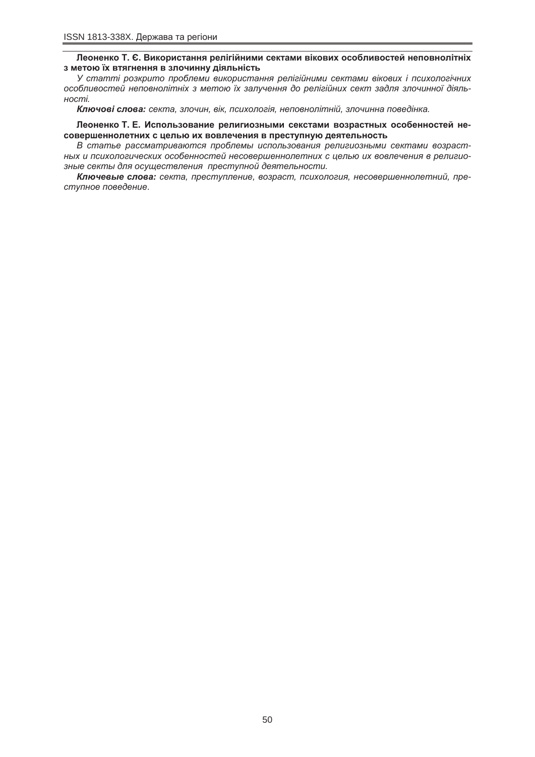**Леоненко Т. Є. Використання релігійними сектами вікових особливостей неповнолітніх з метою їх втягнення в злочинну діяльність**

*У статті розкрито проблеми використання релігійними сектами вікових і психологічних особливостей неповнолітніх з метою їх залучення до релігійних сект задля злочинної діяльності.*

***Ключові слова:*** *секта, злочин, вік, психологія, неповнолітній, злочинна поведінка.*

**Леоненко Т. Е. Использование религиозными сектами возрастных особенностей несовершеннолетних с целью их вовлечения в преступную деятельность**

*В статье рассматриваются проблемы использования религиозными сектами возрастных и психологических особенностей несовершеннолетних с целью их вовлечения в религиозные секты для осуществления преступной деятельности.*

***Ключевые слова:*** *секта, преступление, возраст, психология, несовершеннолетний, преступное поведение.*